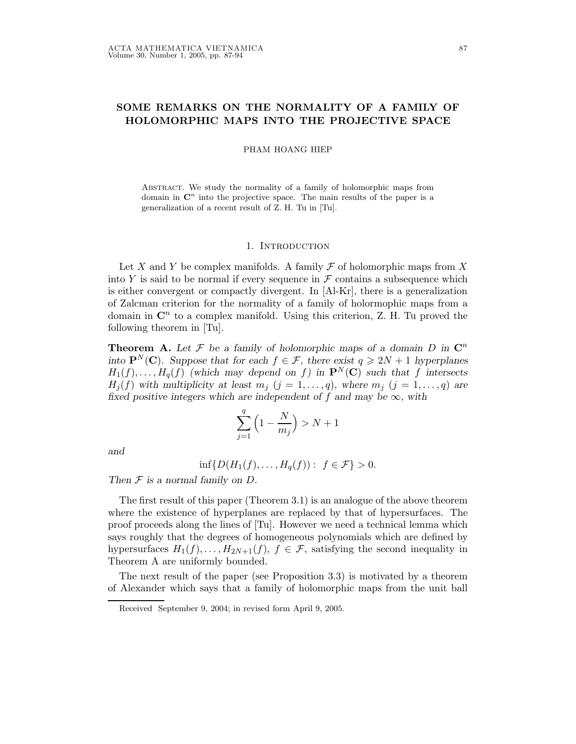# SOME REMARKS ON THE NORMALITY OF A FAMILY OF HOLOMORPHIC MAPS INTO THE PROJECTIVE SPACE

PHAM HOANG HIEP

Abstract. We study the normality of a family of holomorphic maps from domain in $\mathbf{C}^n$ into the projective space. The main results of the paper is a generalization of a recent result of Z. H. Tu in [Tu].

## 1. Introduction

Let $X$ and $Y$ be complex manifolds. A family $\mathcal{F}$ of holomorphic maps from $X$ into $Y$ is said to be normal if every sequence in $\mathcal{F}$ contains a subsequence which is either convergent or compactly divergent. In [Al-Kr], there is a generalization of Zalcman criterion for the normality of a family of holormophic maps from a domain in $\mathbf{C}^n$ to a complex manifold. Using this criterion, Z. H. Tu proved the following theorem in [Tu].

**Theorem A.** *Let $\mathcal{F}$ be a family of holomorphic maps of a domain $D$ in $\mathbf{C}^n$ into $\mathbf{P}^N(\mathbf{C})$. Suppose that for each $f \in \mathcal{F}$, there exist $q \geqslant 2N+1$ hyperplanes $H_1(f), \ldots, H_q(f)$ (which may depend on $f$) in $\mathbf{P}^N(\mathbf{C})$ such that $f$ intersects $H_j(f)$ with multiplicity at least $m_j$ ($j = 1, \ldots, q$), where $m_j$ ($j = 1, \ldots, q$) are fixed positive integers which are independent of $f$ and may be $\infty$, with*

$$\sum_{j=1}^{q} \Big(1 - \frac{N}{m_j}\Big) > N+1$$

*and*

$$\inf\{D(H_1(f), \ldots, H_q(f)) : \; f \in \mathcal{F}\} > 0.$$

*Then $\mathcal{F}$ is a normal family on $D$.*

The first result of this paper (Theorem 3.1) is an analogue of the above theorem where the existence of hyperplanes are replaced by that of hypersurfaces. The proof proceeds along the lines of [Tu]. However we need a technical lemma which says roughly that the degrees of homogeneous polynomials which are defined by hypersurfaces $H_1(f), \ldots, H_{2N+1}(f)$, $f \in \mathcal{F}$, satisfying the second inequality in Theorem A are uniformly bounded.

The next result of the paper (see Proposition 3.3) is motivated by a theorem of Alexander which says that a family of holomorphic maps from the unit ball

---

Received September 9, 2004; in revised form April 9, 2005.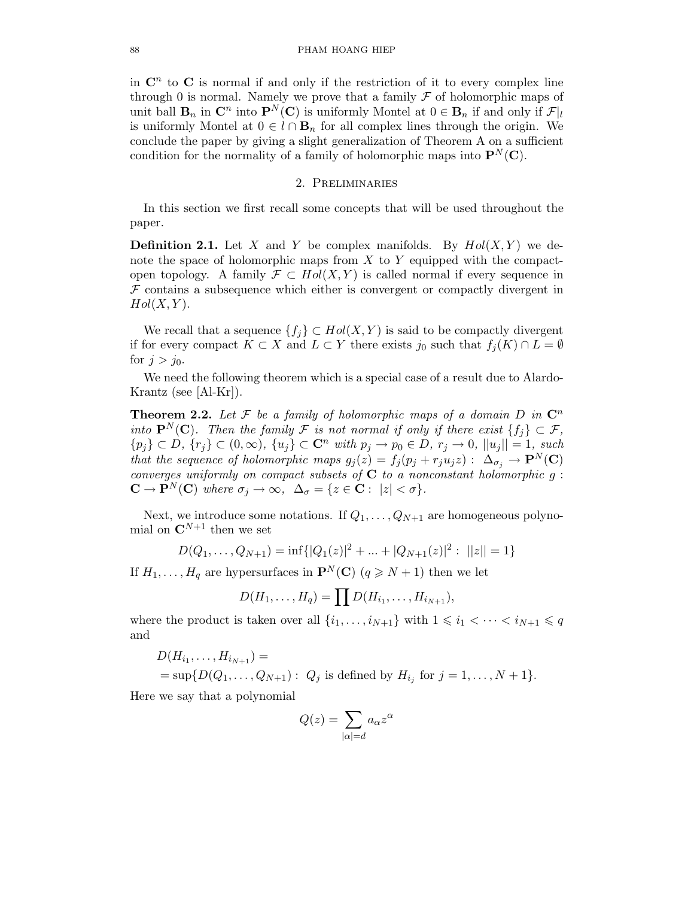in $\mathbf{C}^n$ to $\mathbf{C}$ is normal if and only if the restriction of it to every complex line through 0 is normal. Namely we prove that a family $\mathcal{F}$ of holomorphic maps of unit ball $\mathbf{B}_n$ in $\mathbf{C}^n$ into $\mathbf{P}^N(\mathbf{C})$ is uniformly Montel at $0 \in \mathbf{B}_n$ if and only if $\mathcal{F}|_l$ is uniformly Montel at $0 \in l \cap \mathbf{B}_n$ for all complex lines through the origin. We conclude the paper by giving a slight generalization of Theorem A on a sufficient condition for the normality of a family of holomorphic maps into $\mathbf{P}^N(\mathbf{C})$.

## 2. Preliminaries

In this section we first recall some concepts that will be used throughout the paper.

**Definition 2.1.** Let $X$ and $Y$ be complex manifolds. By $Hol(X, Y)$ we denote the space of holomorphic maps from $X$ to $Y$ equipped with the compact-open topology. A family $\mathcal{F} \subset Hol(X, Y)$ is called normal if every sequence in $\mathcal{F}$ contains a subsequence which either is convergent or compactly divergent in $Hol(X, Y)$.

We recall that a sequence $\{f_j\} \subset Hol(X, Y)$ is said to be compactly divergent if for every compact $K \subset X$ and $L \subset Y$ there exists $j_0$ such that $f_j(K) \cap L = \emptyset$ for $j > j_0$.

We need the following theorem which is a special case of a result due to Alardo-Krantz (see [Al-Kr]).

**Theorem 2.2.** *Let $\mathcal{F}$ be a family of holomorphic maps of a domain $D$ in $\mathbf{C}^n$ into $\mathbf{P}^N(\mathbf{C})$. Then the family $\mathcal{F}$ is not normal if only if there exist $\{f_j\} \subset \mathcal{F}$, $\{p_j\} \subset D$, $\{r_j\} \subset (0, \infty)$, $\{u_j\} \subset \mathbf{C}^n$ with $p_j \to p_0 \in D$, $r_j \to 0$, $||u_j|| = 1$, such that the sequence of holomorphic maps $g_j(z) = f_j(p_j + r_j u_j z) : \ \Delta_{\sigma_j} \to \mathbf{P}^N(\mathbf{C})$ converges uniformly on compact subsets of $\mathbf{C}$ to a nonconstant holomorphic $g : \mathbf{C} \to \mathbf{P}^N(\mathbf{C})$ where $\sigma_j \to \infty$, $\Delta_\sigma = \{z \in \mathbf{C} : \ |z| < \sigma\}$.*

Next, we introduce some notations. If $Q_1, \dots, Q_{N+1}$ are homogeneous polynomial on $\mathbf{C}^{N+1}$ then we set

$$D(Q_1, \dots, Q_{N+1}) = \inf\{|Q_1(z)|^2 + ... + |Q_{N+1}(z)|^2 : \ ||z|| = 1\}$$

If $H_1, \dots, H_q$ are hypersurfaces in $\mathbf{P}^N(\mathbf{C})$ ($q \geqslant N+1$) then we let

$$D(H_1, \dots, H_q) = \prod D(H_{i_1}, \dots, H_{i_{N+1}}),$$

where the product is taken over all $\{i_1, \dots, i_{N+1}\}$ with $1 \leqslant i_1 < \dots < i_{N+1} \leqslant q$ and

$$D(H_{i_1}, \dots, H_{i_{N+1}}) =$$
$$= \sup\{D(Q_1, \dots, Q_{N+1}) : \ Q_j \text{ is defined by } H_{i_j} \text{ for } j = 1, \dots, N+1\}.$$

Here we say that a polynomial

$$Q(z) = \sum_{|\alpha| = d} a_\alpha z^\alpha$$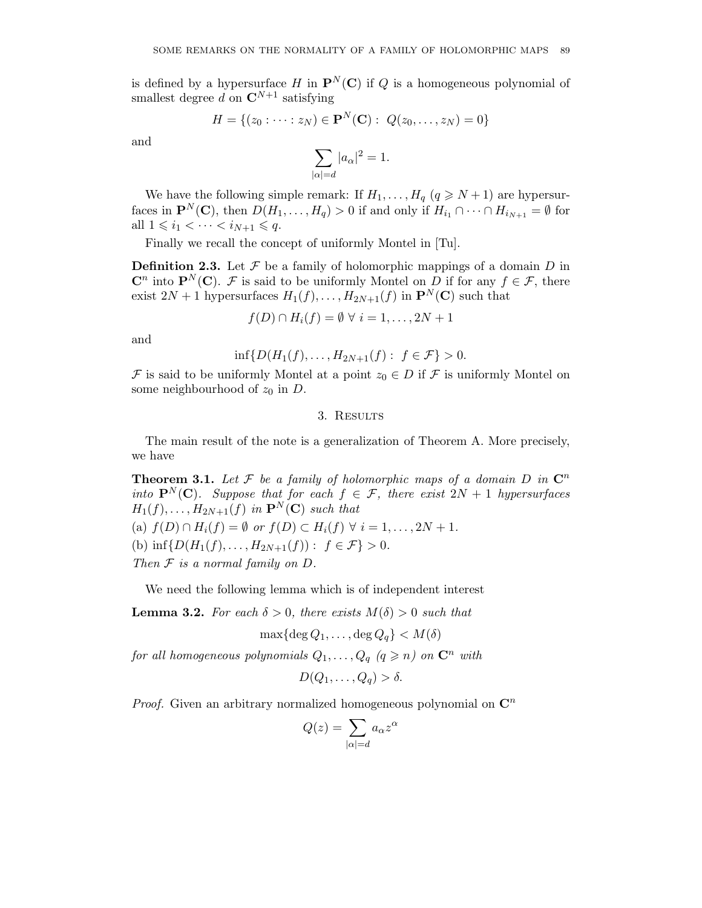is defined by a hypersurface $H$ in $\mathbf{P}^N(\mathbf{C})$ if $Q$ is a homogeneous polynomial of smallest degree $d$ on $\mathbf{C}^{N+1}$ satisfying

$$H = \{(z_0 : \cdots : z_N) \in \mathbf{P}^N(\mathbf{C}) : \ Q(z_0, \ldots, z_N) = 0\}$$

and

$$\sum_{|\alpha|=d} |a_\alpha|^2 = 1.$$

We have the following simple remark: If $H_1, \ldots, H_q$ $(q \geqslant N+1)$ are hypersurfaces in $\mathbf{P}^N(\mathbf{C})$, then $D(H_1, \ldots, H_q) > 0$ if and only if $H_{i_1} \cap \cdots \cap H_{i_{N+1}} = \emptyset$ for all $1 \leqslant i_1 < \cdots < i_{N+1} \leqslant q$.

Finally we recall the concept of uniformly Montel in [Tu].

**Definition 2.3.** Let $\mathcal{F}$ be a family of holomorphic mappings of a domain $D$ in $\mathbf{C}^n$ into $\mathbf{P}^N(\mathbf{C})$. $\mathcal{F}$ is said to be uniformly Montel on $D$ if for any $f \in \mathcal{F}$, there exist $2N+1$ hypersurfaces $H_1(f), \ldots, H_{2N+1}(f)$ in $\mathbf{P}^N(\mathbf{C})$ such that

$$f(D) \cap H_i(f) = \emptyset \ \forall \ i = 1, \ldots, 2N+1$$

and

$$\inf\{D(H_1(f), \ldots, H_{2N+1}(f) : \ f \in \mathcal{F}\} > 0.$$

$\mathcal{F}$ is said to be uniformly Montel at a point $z_0 \in D$ if $\mathcal{F}$ is uniformly Montel on some neighbourhood of $z_0$ in $D$.

## 3. Results

The main result of the note is a generalization of Theorem A. More precisely, we have

**Theorem 3.1.** *Let $\mathcal{F}$ be a family of holomorphic maps of a domain $D$ in $\mathbf{C}^n$ into $\mathbf{P}^N(\mathbf{C})$. Suppose that for each $f \in \mathcal{F}$, there exist $2N+1$ hypersurfaces $H_1(f), \ldots, H_{2N+1}(f)$ in $\mathbf{P}^N(\mathbf{C})$ such that*

(a) $f(D) \cap H_i(f) = \emptyset$ *or* $f(D) \subset H_i(f) \ \forall \ i = 1, \ldots, 2N+1$.

(b) $\inf\{D(H_1(f), \ldots, H_{2N+1}(f)) : \ f \in \mathcal{F}\} > 0$.

*Then $\mathcal{F}$ is a normal family on $D$.*

We need the following lemma which is of independent interest

**Lemma 3.2.** *For each $\delta > 0$, there exists $M(\delta) > 0$ such that*

$$\max\{\deg Q_1, \ldots, \deg Q_q\} < M(\delta)$$

*for all homogeneous polynomials $Q_1, \ldots, Q_q$ $(q \geqslant n)$ on $\mathbf{C}^n$ with*

$$D(Q_1, \ldots, Q_q) > \delta.$$

*Proof.* Given an arbitrary normalized homogeneous polynomial on $\mathbf{C}^n$

$$Q(z) = \sum_{|\alpha|=d} a_\alpha z^\alpha$$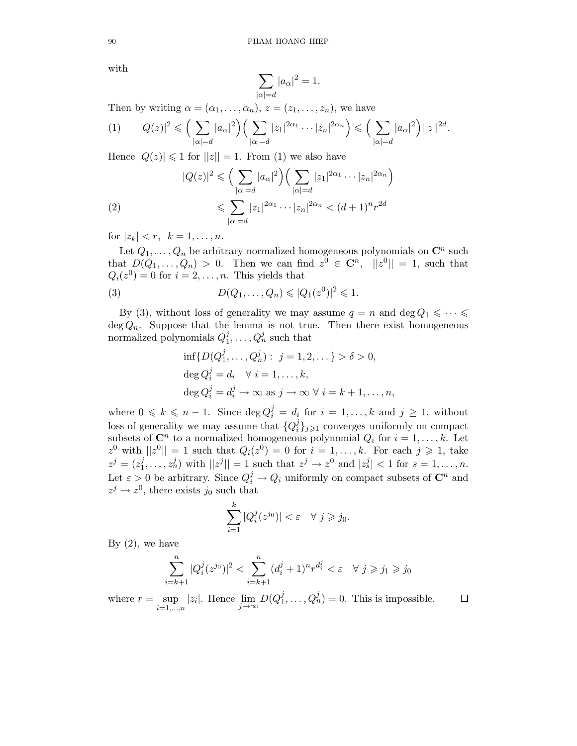with

$$\sum_{|\alpha|=d} |a_\alpha|^2 = 1.$$

Then by writing $\alpha = (\alpha_1, \dots, \alpha_n)$, $z = (z_1, \dots, z_n)$, we have

$$(1) \qquad |Q(z)|^2 \leqslant \Big( \sum_{|\alpha|=d} |a_\alpha|^2 \Big) \Big( \sum_{|\alpha|=d} |z_1|^{2\alpha_1} \cdots |z_n|^{2\alpha_n} \Big) \leqslant \Big( \sum_{|\alpha|=d} |a_\alpha|^2 \Big) ||z||^{2d}.$$

Hence $|Q(z)| \leqslant 1$ for $||z|| = 1$. From (1) we also have

$$\begin{aligned} |Q(z)|^2 &\leqslant \Big( \sum_{|\alpha|=d} |a_\alpha|^2 \Big) \Big( \sum_{|\alpha|=d} |z_1|^{2\alpha_1} \cdots |z_n|^{2\alpha_n} \Big) \\ (2) \qquad &\leqslant \sum_{|\alpha|=d} |z_1|^{2\alpha_1} \cdots |z_n|^{2\alpha_n} < (d+1)^n r^{2d} \end{aligned}$$

for $|z_k| < r, \ k = 1, \dots, n$.

Let $Q_1, \dots, Q_n$ be arbitrary normalized homogeneous polynomials on $\mathbf{C}^n$ such that $D(Q_1, \dots, Q_n) > 0$. Then we can find $z^0 \in \mathbf{C}^n$, $||z^0|| = 1$, such that $Q_i(z^0) = 0$ for $i = 2, \dots, n$. This yields that

$$(3) \qquad D(Q_1, \dots, Q_n) \leqslant |Q_1(z^0)|^2 \leqslant 1.$$

By (3), without loss of generality we may assume $q = n$ and $\deg Q_1 \leqslant \cdots \leqslant \deg Q_n$. Suppose that the lemma is not true. Then there exist homogeneous normalized polynomials $Q_1^j, \dots, Q_n^j$ such that

$$\begin{aligned} &\inf\{D(Q_1^j, \dots, Q_n^j) : \ j = 1, 2, \dots\} > \delta > 0, \\ &\deg Q_i^j = d_i \quad \forall \ i = 1, \dots, k, \\ &\deg Q_i^j = d_i^j \to \infty \text{ as } j \to \infty \ \forall \ i = k+1, \dots, n, \end{aligned}$$

where $0 \leqslant k \leqslant n-1$. Since $\deg Q_i^j = d_i$ for $i = 1, \dots, k$ and $j \geq 1$, without loss of generality we may assume that $\{Q_i^j\}_{j \geqslant 1}$ converges uniformly on compact subsets of $\mathbf{C}^n$ to a normalized homogeneous polynomial $Q_i$ for $i = 1, \dots, k$. Let $z^0$ with $||z^0|| = 1$ such that $Q_i(z^0) = 0$ for $i = 1, \dots, k$. For each $j \geqslant 1$, take $z^j = (z_1^j, \dots, z_n^j)$ with $||z^j|| = 1$ such that $z^j \to z^0$ and $|z_s^j| < 1$ for $s = 1, \dots, n$. Let $\varepsilon > 0$ be arbitrary. Since $Q_i^j \to Q_i$ uniformly on compact subsets of $\mathbf{C}^n$ and $z^j \to z^0$, there exists $j_0$ such that

$$\sum_{i=1}^{k} |Q_i^j(z^{j_0})| < \varepsilon \quad \forall \ j \geqslant j_0.$$

By (2), we have

$$\sum_{i=k+1}^{n} |Q_i^j(z^{j_0})|^2 < \sum_{i=k+1}^{n} (d_i^j + 1)^n r^{d_i^j} < \varepsilon \quad \forall \ j \geqslant j_1 \geqslant j_0$$

where $r = \sup\limits_{i=1,\dots,n} |z_i|$. Hence $\lim\limits_{j \to \infty} D(Q_1^j, \dots, Q_n^j) = 0$. This is impossible. $\square$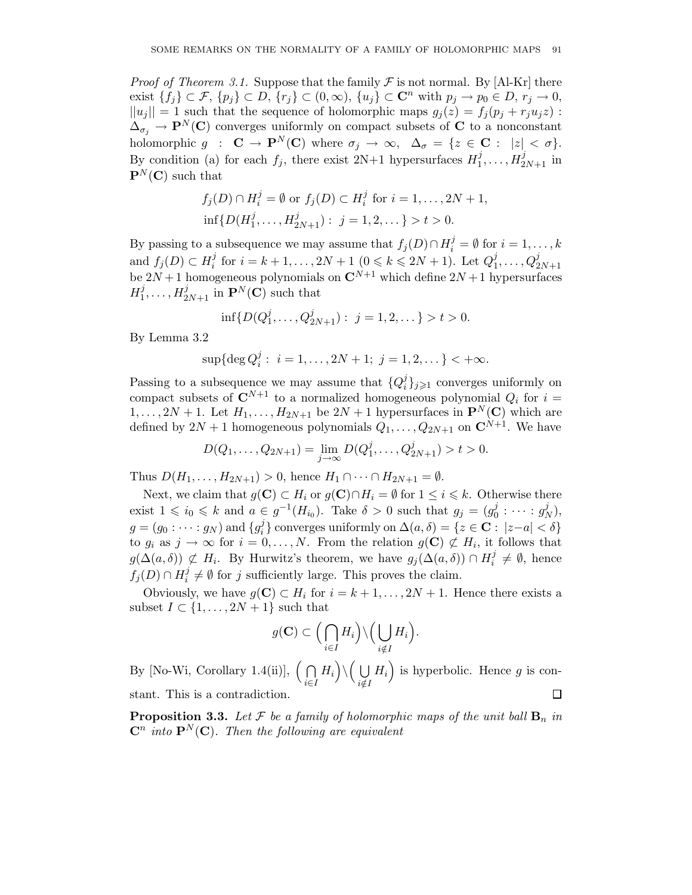*Proof of Theorem 3.1.* Suppose that the family $\mathcal{F}$ is not normal. By [Al-Kr] there exist $\{f_j\} \subset \mathcal{F}$, $\{p_j\} \subset D$, $\{r_j\} \subset (0, \infty)$, $\{u_j\} \subset \mathbf{C}^n$ with $p_j \to p_0 \in D$, $r_j \to 0$, $||u_j|| = 1$ such that the sequence of holomorphic maps $g_j(z) = f_j(p_j + r_j u_j z) : \Delta_{\sigma_j} \to \mathbf{P}^N(\mathbf{C})$ converges uniformly on compact subsets of $\mathbf{C}$ to a nonconstant holomorphic $g : \mathbf{C} \to \mathbf{P}^N(\mathbf{C})$ where $\sigma_j \to \infty$, $\Delta_\sigma = \{z \in \mathbf{C} : |z| < \sigma\}$. By condition (a) for each $f_j$, there exist 2N+1 hypersurfaces $H_1^j, \ldots, H_{2N+1}^j$ in $\mathbf{P}^N(\mathbf{C})$ such that

$$f_j(D) \cap H_i^j = \emptyset \text{ or } f_j(D) \subset H_i^j \text{ for } i = 1, \ldots, 2N+1,$$
$$\inf\{D(H_1^j, \ldots, H_{2N+1}^j) : j = 1, 2, \ldots\} > t > 0.$$

By passing to a subsequence we may assume that $f_j(D) \cap H_i^j = \emptyset$ for $i = 1, \ldots, k$ and $f_j(D) \subset H_i^j$ for $i = k+1, \ldots, 2N+1$ $(0 \leqslant k \leqslant 2N+1)$. Let $Q_1^j, \ldots, Q_{2N+1}^j$ be $2N+1$ homogeneous polynomials on $\mathbf{C}^{N+1}$ which define $2N+1$ hypersurfaces $H_1^j, \ldots, H_{2N+1}^j$ in $\mathbf{P}^N(\mathbf{C})$ such that

$$\inf\{D(Q_1^j, \ldots, Q_{2N+1}^j) : j = 1, 2, \ldots\} > t > 0.$$

By Lemma 3.2

$$\sup\{\deg Q_i^j : i = 1, \ldots, 2N+1; \ j = 1, 2, \ldots\} < +\infty.$$

Passing to a subsequence we may assume that $\{Q_i^j\}_{j \geqslant 1}$ converges uniformly on compact subsets of $\mathbf{C}^{N+1}$ to a normalized homogeneous polynomial $Q_i$ for $i = 1, \ldots, 2N+1$. Let $H_1, \ldots, H_{2N+1}$ be $2N+1$ hypersurfaces in $\mathbf{P}^N(\mathbf{C})$ which are defined by $2N+1$ homogeneous polynomials $Q_1, \ldots, Q_{2N+1}$ on $\mathbf{C}^{N+1}$. We have

$$D(Q_1, \ldots, Q_{2N+1}) = \lim_{j \to \infty} D(Q_1^j, \ldots, Q_{2N+1}^j) > t > 0.$$

Thus $D(H_1, \ldots, H_{2N+1}) > 0$, hence $H_1 \cap \cdots \cap H_{2N+1} = \emptyset$.

Next, we claim that $g(\mathbf{C}) \subset H_i$ or $g(\mathbf{C}) \cap H_i = \emptyset$ for $1 \leq i \leqslant k$. Otherwise there exist $1 \leqslant i_0 \leqslant k$ and $a \in g^{-1}(H_{i_0})$. Take $\delta > 0$ such that $g_j = (g_0^j : \cdots : g_N^j)$, $g = (g_0 : \cdots : g_N)$ and $\{g_i^j\}$ converges uniformly on $\Delta(a, \delta) = \{z \in \mathbf{C} : |z - a| < \delta\}$ to $g_i$ as $j \to \infty$ for $i = 0, \ldots, N$. From the relation $g(\mathbf{C}) \not\subset H_i$, it follows that $g(\Delta(a, \delta)) \not\subset H_i$. By Hurwitz's theorem, we have $g_j(\Delta(a, \delta)) \cap H_i^j \neq \emptyset$, hence $f_j(D) \cap H_i^j \neq \emptyset$ for $j$ sufficiently large. This proves the claim.

Obviously, we have $g(\mathbf{C}) \subset H_i$ for $i = k+1, \ldots, 2N+1$. Hence there exists a subset $I \subset \{1, \ldots, 2N+1\}$ such that

$$g(\mathbf{C}) \subset \Big(\bigcap_{i \in I} H_i\Big) \backslash \Big(\bigcup_{i \notin I} H_i\Big).$$

By [No-Wi, Corollary 1.4(ii)], $\Big(\bigcap_{i \in I} H_i\Big) \backslash \Big(\bigcup_{i \notin I} H_i\Big)$ is hyperbolic. Hence $g$ is constant. This is a contradiction. $\square$

**Proposition 3.3.** *Let $\mathcal{F}$ be a family of holomorphic maps of the unit ball $\mathbf{B}_n$ in $\mathbf{C}^n$ into $\mathbf{P}^N(\mathbf{C})$. Then the following are equivalent*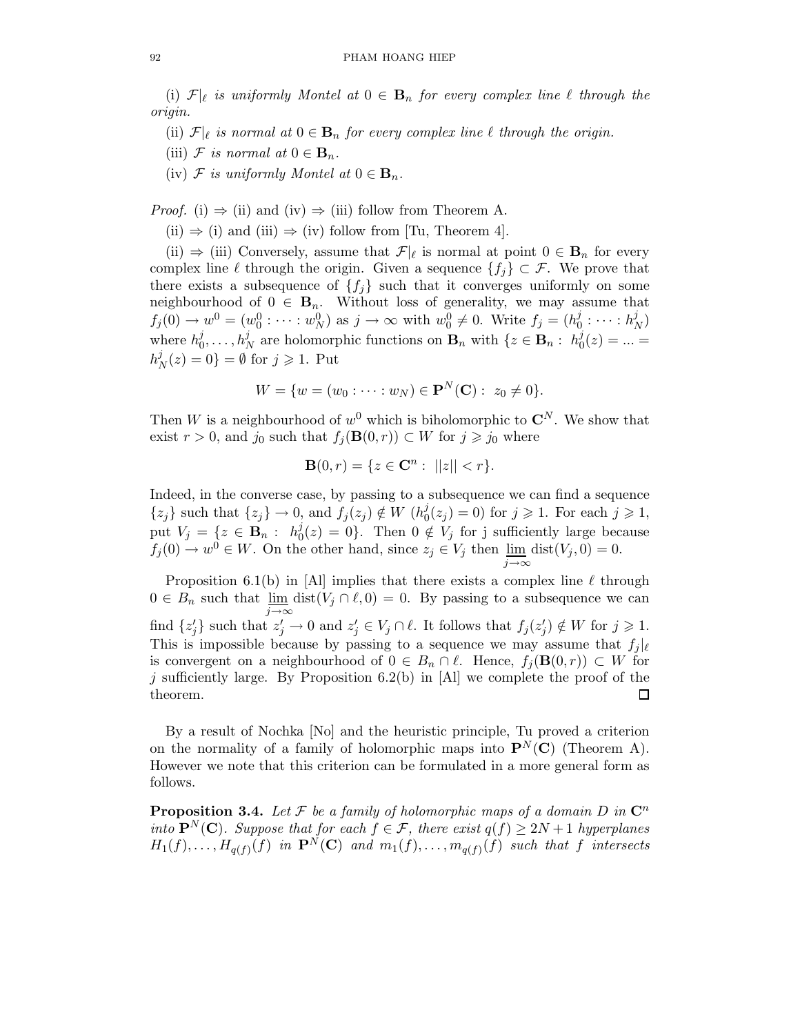(i) $\mathcal{F}|_\ell$ *is uniformly Montel at* $0 \in \mathbf{B}_n$ *for every complex line* $\ell$ *through the origin.*

(ii) $\mathcal{F}|_\ell$ *is normal at* $0 \in \mathbf{B}_n$ *for every complex line* $\ell$ *through the origin.*

(iii) $\mathcal{F}$ *is normal at* $0 \in \mathbf{B}_n$.

(iv) $\mathcal{F}$ *is uniformly Montel at* $0 \in \mathbf{B}_n$.

*Proof.* (i) $\Rightarrow$ (ii) and (iv) $\Rightarrow$ (iii) follow from Theorem A.

(ii) $\Rightarrow$ (i) and (iii) $\Rightarrow$ (iv) follow from [Tu, Theorem 4].

(ii) $\Rightarrow$ (iii) Conversely, assume that $\mathcal{F}|_\ell$ is normal at point $0 \in \mathbf{B}_n$ for every complex line $\ell$ through the origin. Given a sequence $\{f_j\} \subset \mathcal{F}$. We prove that there exists a subsequence of $\{f_j\}$ such that it converges uniformly on some neighbourhood of $0 \in \mathbf{B}_n$. Without loss of generality, we may assume that $f_j(0) \to w^0 = (w_0^0 : \cdots : w_N^0)$ as $j \to \infty$ with $w_0^0 \neq 0$. Write $f_j = (h_0^j : \cdots : h_N^j)$ where $h_0^j, \dots, h_N^j$ are holomorphic functions on $\mathbf{B}_n$ with $\{z \in \mathbf{B}_n : \ h_0^j(z) = ... = h_N^j(z) = 0\} = \emptyset$ for $j \geqslant 1$. Put

$$W = \{w = (w_0 : \cdots : w_N) \in \mathbf{P}^N(\mathbf{C}) : \ z_0 \neq 0\}.$$

Then $W$ is a neighbourhood of $w^0$ which is biholomorphic to $\mathbf{C}^N$. We show that exist $r > 0$, and $j_0$ such that $f_j(\mathbf{B}(0, r)) \subset W$ for $j \geqslant j_0$ where

$$\mathbf{B}(0, r) = \{z \in \mathbf{C}^n : \ ||z|| < r\}.$$

Indeed, in the converse case, by passing to a subsequence we can find a sequence $\{z_j\}$ such that $\{z_j\} \to 0$, and $f_j(z_j) \notin W$ $(h_0^j(z_j) = 0)$ for $j \geqslant 1$. For each $j \geqslant 1$, put $V_j = \{z \in \mathbf{B}_n : \ h_0^j(z) = 0\}$. Then $0 \notin V_j$ for j sufficiently large because $f_j(0) \to w^0 \in W$. On the other hand, since $z_j \in V_j$ then $\varliminf_{j\to\infty} \operatorname{dist}(V_j, 0) = 0$.

Proposition 6.1(b) in [Al] implies that there exists a complex line $\ell$ through $0 \in B_n$ such that $\varliminf_{j\to\infty} \operatorname{dist}(V_j \cap \ell, 0) = 0$. By passing to a subsequence we can find $\{z'_j\}$ such that $z'_j \to 0$ and $z'_j \in V_j \cap \ell$. It follows that $f_j(z'_j) \notin W$ for $j \geqslant 1$. This is impossible because by passing to a sequence we may assume that $f_j|_\ell$ is convergent on a neighbourhood of $0 \in B_n \cap \ell$. Hence, $f_j(\mathbf{B}(0, r)) \subset W$ for $j$ sufficiently large. By Proposition 6.2(b) in [Al] we complete the proof of the theorem. $\square$

By a result of Nochka [No] and the heuristic principle, Tu proved a criterion on the normality of a family of holomorphic maps into $\mathbf{P}^N(\mathbf{C})$ (Theorem A). However we note that this criterion can be formulated in a more general form as follows.

**Proposition 3.4.** *Let* $\mathcal{F}$ *be a family of holomorphic maps of a domain* $D$ *in* $\mathbf{C}^n$ *into* $\mathbf{P}^N(\mathbf{C})$. *Suppose that for each* $f \in \mathcal{F}$, *there exist* $q(f) \geq 2N+1$ *hyperplanes* $H_1(f), \dots, H_{q(f)}(f)$ *in* $\mathbf{P}^N(\mathbf{C})$ *and* $m_1(f), \dots, m_{q(f)}(f)$ *such that* $f$ *intersects*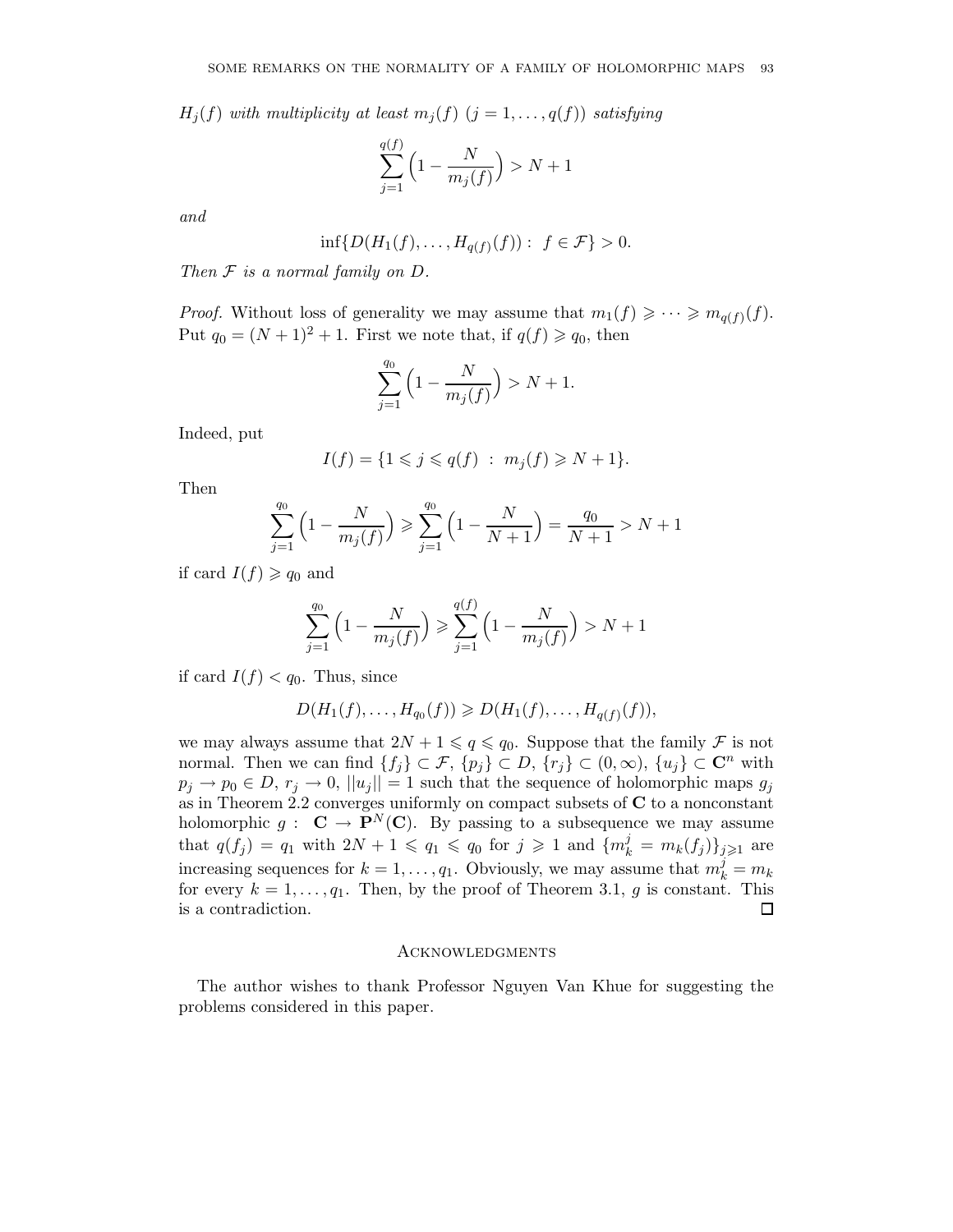*$H_j(f)$ with multiplicity at least $m_j(f)$ $(j = 1, \ldots, q(f))$ satisfying*

$$\sum_{j=1}^{q(f)} \Big(1 - \frac{N}{m_j(f)}\Big) > N + 1$$

*and*

$$\inf\{D(H_1(f), \ldots, H_{q(f)}(f)) : \ f \in \mathcal{F}\} > 0.$$

*Then $\mathcal{F}$ is a normal family on $D$.*

*Proof.* Without loss of generality we may assume that $m_1(f) \geqslant \cdots \geqslant m_{q(f)}(f)$. Put $q_0 = (N+1)^2 + 1$. First we note that, if $q(f) \geqslant q_0$, then

$$\sum_{j=1}^{q_0} \Big(1 - \frac{N}{m_j(f)}\Big) > N + 1.$$

Indeed, put

$$I(f) = \{1 \leqslant j \leqslant q(f) \ : \ m_j(f) \geqslant N + 1\}.$$

Then

$$\sum_{j=1}^{q_0} \Big(1 - \frac{N}{m_j(f)}\Big) \geqslant \sum_{j=1}^{q_0} \Big(1 - \frac{N}{N+1}\Big) = \frac{q_0}{N+1} > N + 1$$

if card $I(f) \geqslant q_0$ and

$$\sum_{j=1}^{q_0} \Big(1 - \frac{N}{m_j(f)}\Big) \geqslant \sum_{j=1}^{q(f)} \Big(1 - \frac{N}{m_j(f)}\Big) > N + 1$$

if card $I(f) < q_0$. Thus, since

$$D(H_1(f), \ldots, H_{q_0}(f)) \geqslant D(H_1(f), \ldots, H_{q(f)}(f)),$$

we may always assume that $2N + 1 \leqslant q \leqslant q_0$. Suppose that the family $\mathcal{F}$ is not normal. Then we can find $\{f_j\} \subset \mathcal{F}$, $\{p_j\} \subset D$, $\{r_j\} \subset (0, \infty)$, $\{u_j\} \subset \mathbf{C}^n$ with $p_j \to p_0 \in D$, $r_j \to 0$, $||u_j|| = 1$ such that the sequence of holomorphic maps $g_j$ as in Theorem 2.2 converges uniformly on compact subsets of $\mathbf{C}$ to a nonconstant holomorphic $g : \ \mathbf{C} \to \mathbf{P}^N(\mathbf{C})$. By passing to a subsequence we may assume that $q(f_j) = q_1$ with $2N + 1 \leqslant q_1 \leqslant q_0$ for $j \geqslant 1$ and $\{m_k^j = m_k(f_j)\}_{j \geqslant 1}$ are increasing sequences for $k = 1, \ldots, q_1$. Obviously, we may assume that $m_k^j = m_k$ for every $k = 1, \ldots, q_1$. Then, by the proof of Theorem 3.1, $g$ is constant. This is a contradiction. $\square$

## Acknowledgments

The author wishes to thank Professor Nguyen Van Khue for suggesting the problems considered in this paper.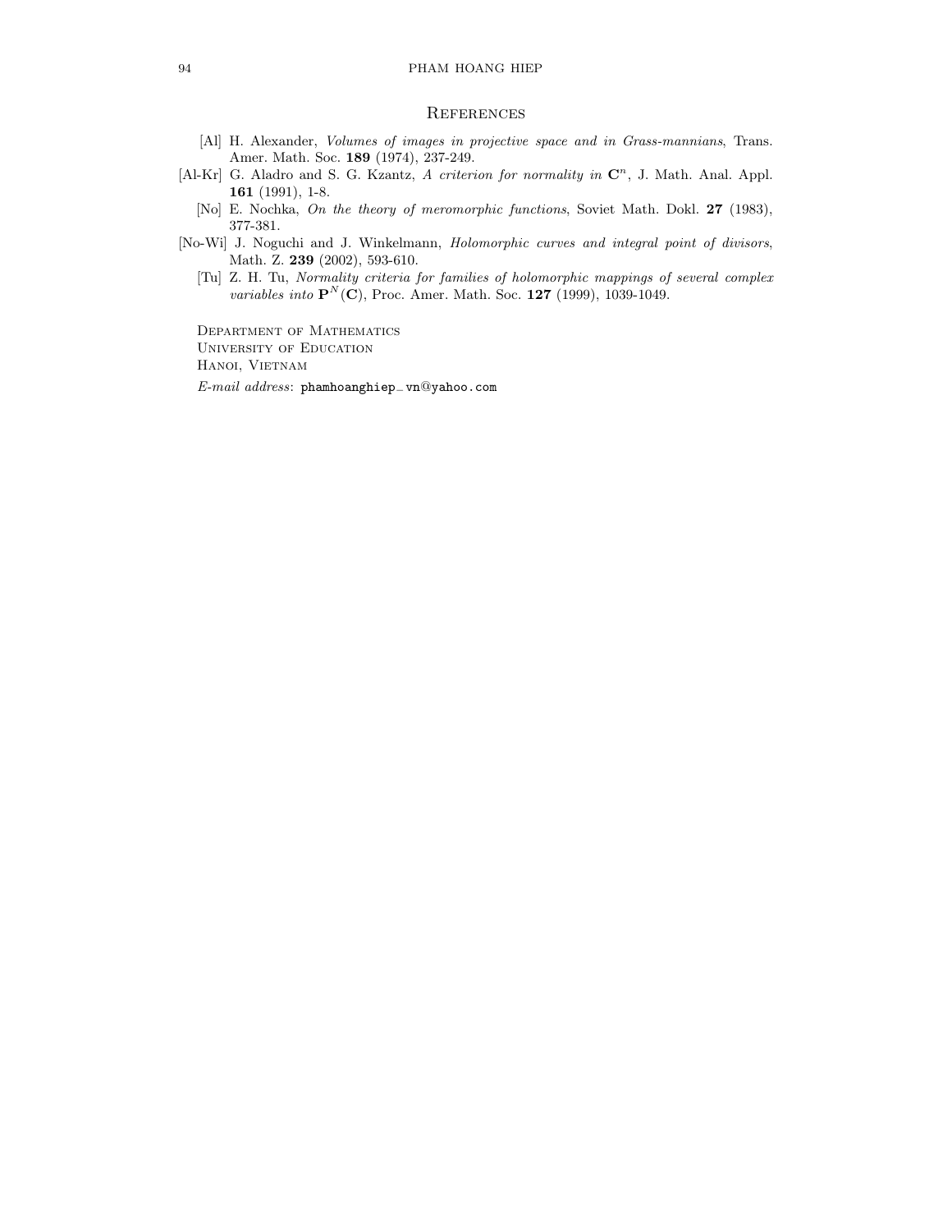## References

[Al] H. Alexander, *Volumes of images in projective space and in Grass-mannians*, Trans. Amer. Math. Soc. **189** (1974), 237-249.

[Al-Kr] G. Aladro and S. G. Kzantz, *A criterion for normality in* $\mathbf{C}^n$, J. Math. Anal. Appl. **161** (1991), 1-8.

[No] E. Nochka, *On the theory of meromorphic functions*, Soviet Math. Dokl. **27** (1983), 377-381.

[No-Wi] J. Noguchi and J. Winkelmann, *Holomorphic curves and integral point of divisors*, Math. Z. **239** (2002), 593-610.

[Tu] Z. H. Tu, *Normality criteria for families of holomorphic mappings of several complex variables into* $\mathbf{P}^N(\mathbf{C})$, Proc. Amer. Math. Soc. **127** (1999), 1039-1049.

Department of Mathematics
University of Education
Hanoi, Vietnam

*E-mail address*: `phamhoanghiep_vn@yahoo.com`